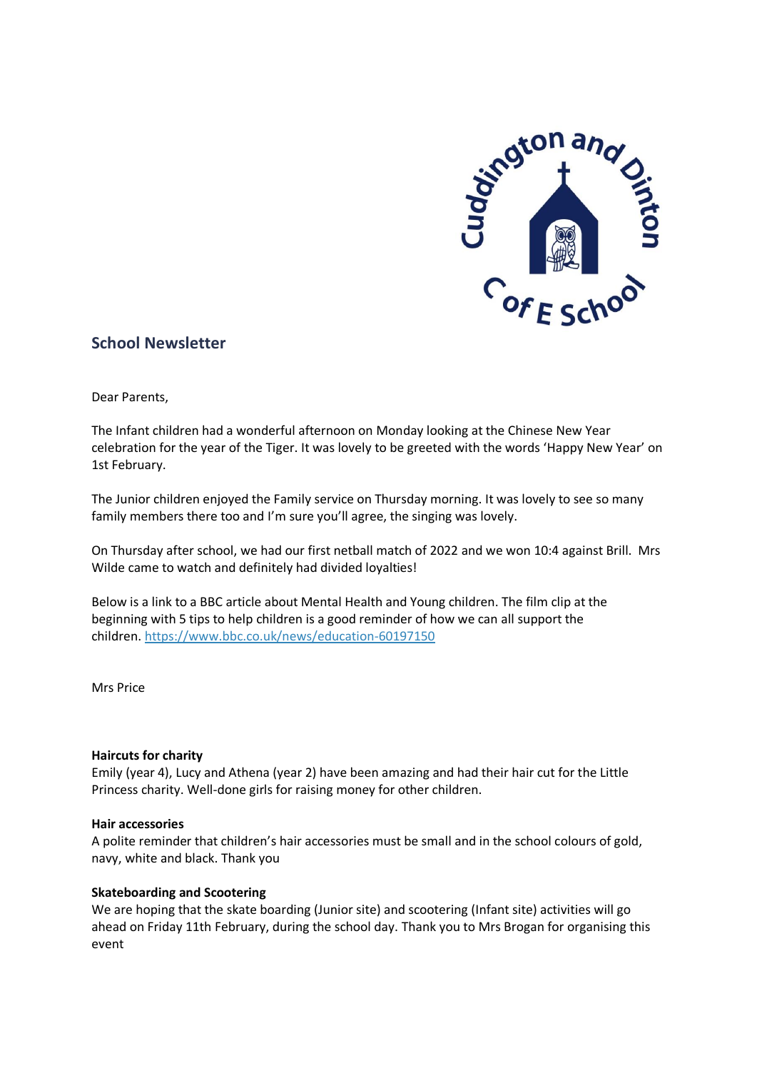## School Newsletter

Dear Parents,

The Infant children had a wonderful afternoon on Monday looking at the Chinese New Year celebration for the year of the Tiger. It was lovely to be greeted with the words 'Happy New Year' on 1st February.

The Junior children enjoyed the Family service on Thursday morning. It was lovely to see so many family members there too and I'm sure you'll agree, the singing was lovely.

On Thursday after school, we had our first netball match of 2022 and we won 10:4 against Brill. Mrs Wilde came to watch and definitely had divided loyalties!

Below is a link to a BBC article about Mental Health and Young children. The film clip at the beginning with 5 tips to help children is a good reminder of how we can all support the children. https://www.bbc.co.uk/news/education-60197150

Mrs Price

**Haircuts for charity**
Emily (year 4), Lucy and Athena (year 2) have been amazing and had their hair cut for the Little Princess charity. Well-done girls for raising money for other children.

**Hair accessories**
A polite reminder that children's hair accessories must be small and in the school colours of gold, navy, white and black. Thank you

**Skateboarding and Scootering**
We are hoping that the skate boarding (Junior site) and scootering (Infant site) activities will go ahead on Friday 11th February, during the school day. Thank you to Mrs Brogan for organising this event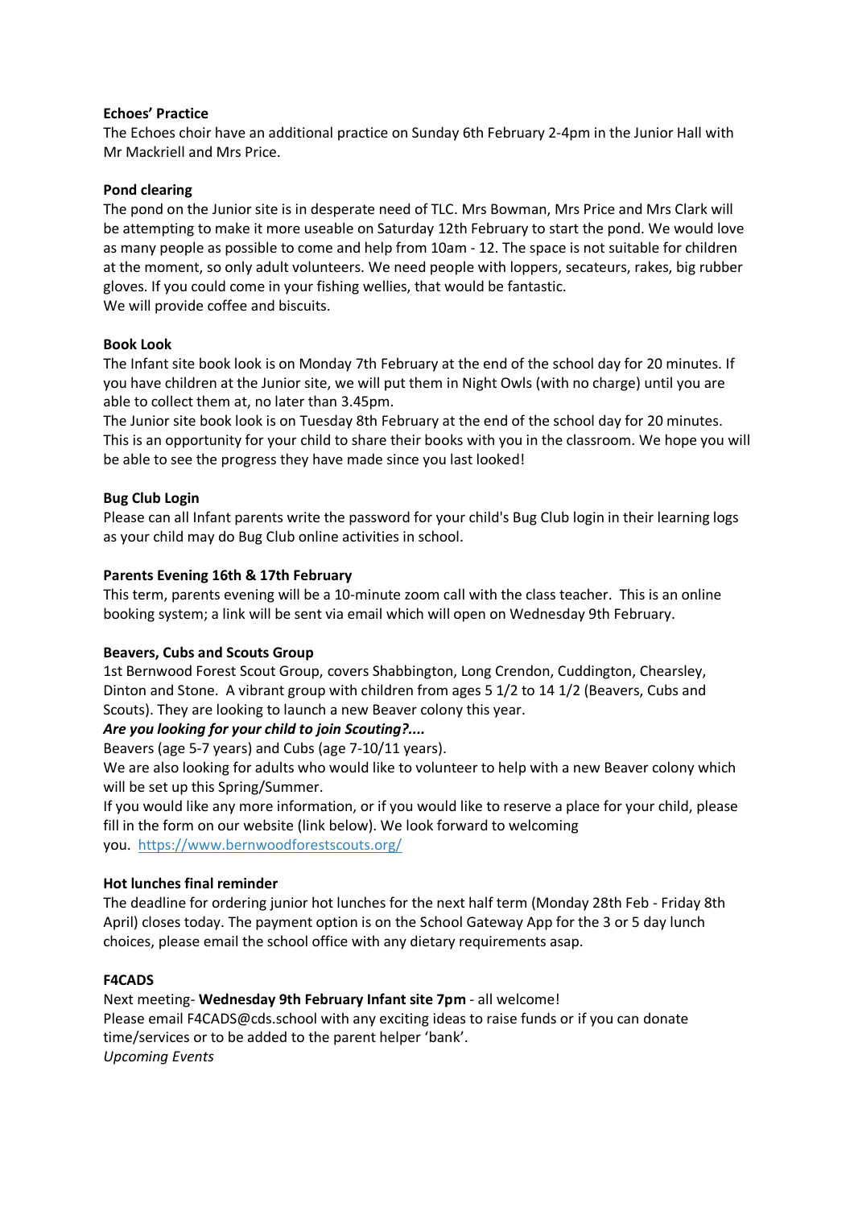**Echoes' Practice**

The Echoes choir have an additional practice on Sunday 6th February 2-4pm in the Junior Hall with Mr Mackriell and Mrs Price.

**Pond clearing**

The pond on the Junior site is in desperate need of TLC. Mrs Bowman, Mrs Price and Mrs Clark will be attempting to make it more useable on Saturday 12th February to start the pond. We would love as many people as possible to come and help from 10am - 12. The space is not suitable for children at the moment, so only adult volunteers. We need people with loppers, secateurs, rakes, big rubber gloves. If you could come in your fishing wellies, that would be fantastic.
We will provide coffee and biscuits.

**Book Look**

The Infant site book look is on Monday 7th February at the end of the school day for 20 minutes. If you have children at the Junior site, we will put them in Night Owls (with no charge) until you are able to collect them at, no later than 3.45pm.
The Junior site book look is on Tuesday 8th February at the end of the school day for 20 minutes. This is an opportunity for your child to share their books with you in the classroom. We hope you will be able to see the progress they have made since you last looked!

**Bug Club Login**

Please can all Infant parents write the password for your child's Bug Club login in their learning logs as your child may do Bug Club online activities in school.

**Parents Evening 16th & 17th February**

This term, parents evening will be a 10-minute zoom call with the class teacher. This is an online booking system; a link will be sent via email which will open on Wednesday 9th February.

**Beavers, Cubs and Scouts Group**

1st Bernwood Forest Scout Group, covers Shabbington, Long Crendon, Cuddington, Chearsley, Dinton and Stone. A vibrant group with children from ages 5 1/2 to 14 1/2 (Beavers, Cubs and Scouts). They are looking to launch a new Beaver colony this year.

***Are you looking for your child to join Scouting?....***

Beavers (age 5-7 years) and Cubs (age 7-10/11 years).

We are also looking for adults who would like to volunteer to help with a new Beaver colony which will be set up this Spring/Summer.

If you would like any more information, or if you would like to reserve a place for your child, please fill in the form on our website (link below). We look forward to welcoming you. https://www.bernwoodforestscouts.org/

**Hot lunches final reminder**

The deadline for ordering junior hot lunches for the next half term (Monday 28th Feb - Friday 8th April) closes today. The payment option is on the School Gateway App for the 3 or 5 day lunch choices, please email the school office with any dietary requirements asap.

**F4CADS**

Next meeting- **Wednesday 9th February Infant site 7pm** - all welcome!
Please email F4CADS@cds.school with any exciting ideas to raise funds or if you can donate time/services or to be added to the parent helper 'bank'.
*Upcoming Events*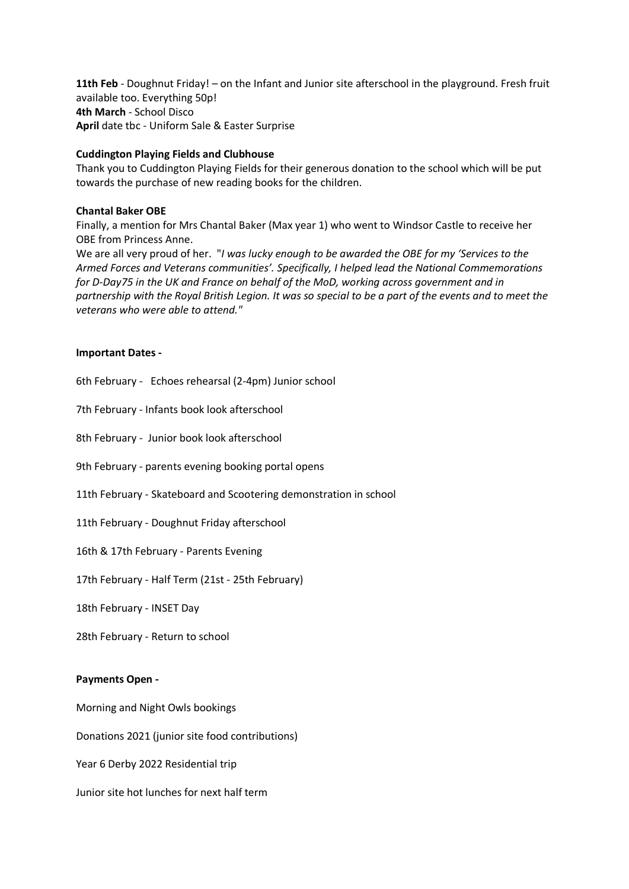**11th Feb** - Doughnut Friday! – on the Infant and Junior site afterschool in the playground. Fresh fruit available too. Everything 50p!
**4th March** - School Disco
**April** date tbc - Uniform Sale & Easter Surprise

**Cuddington Playing Fields and Clubhouse**

Thank you to Cuddington Playing Fields for their generous donation to the school which will be put towards the purchase of new reading books for the children.

**Chantal Baker OBE**

Finally, a mention for Mrs Chantal Baker (Max year 1) who went to Windsor Castle to receive her OBE from Princess Anne.

We are all very proud of her. "*I was lucky enough to be awarded the OBE for my 'Services to the Armed Forces and Veterans communities'. Specifically, I helped lead the National Commemorations for D-Day75 in the UK and France on behalf of the MoD, working across government and in partnership with the Royal British Legion. It was so special to be a part of the events and to meet the veterans who were able to attend."*

**Important Dates -**

6th February - Echoes rehearsal (2-4pm) Junior school

7th February - Infants book look afterschool

8th February - Junior book look afterschool

9th February - parents evening booking portal opens

11th February - Skateboard and Scootering demonstration in school

11th February - Doughnut Friday afterschool

16th & 17th February - Parents Evening

17th February - Half Term (21st - 25th February)

18th February - INSET Day

28th February - Return to school

**Payments Open -**

Morning and Night Owls bookings

Donations 2021 (junior site food contributions)

Year 6 Derby 2022 Residential trip

Junior site hot lunches for next half term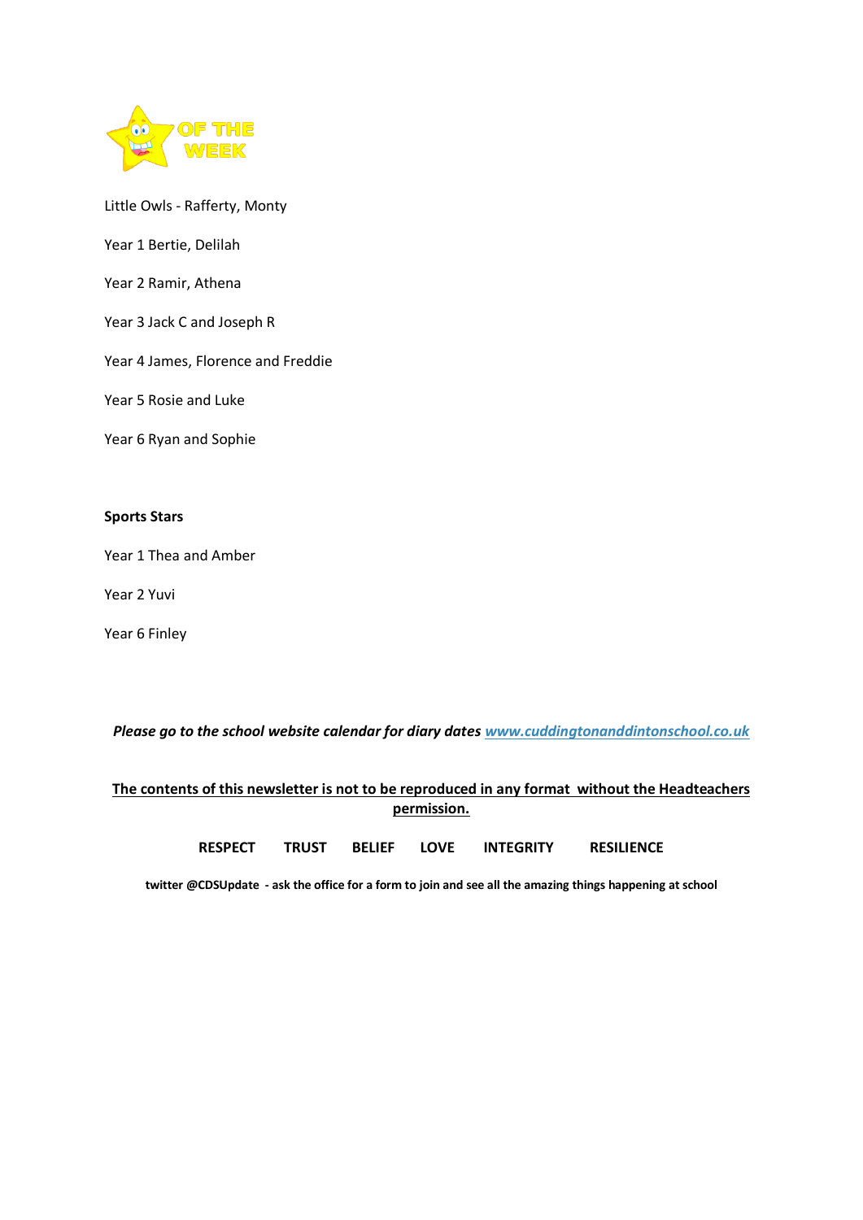## OF THE WEEK

Little Owls - Rafferty, Monty

Year 1 Bertie, Delilah

Year 2 Ramir, Athena

Year 3 Jack C and Joseph R

Year 4 James, Florence and Freddie

Year 5 Rosie and Luke

Year 6 Ryan and Sophie

**Sports Stars**

Year 1 Thea and Amber

Year 2 Yuvi

Year 6 Finley

***Please go to the school website calendar for diary dates [www.cuddingtonanddintonschool.co.uk](www.cuddingtonanddintonschool.co.uk)***

**<u>The contents of this newsletter is not to be reproduced in any format without the Headteachers permission.</u>**

**RESPECT TRUST BELIEF LOVE INTEGRITY RESILIENCE**

**twitter @CDSUpdate - ask the office for a form to join and see all the amazing things happening at school**